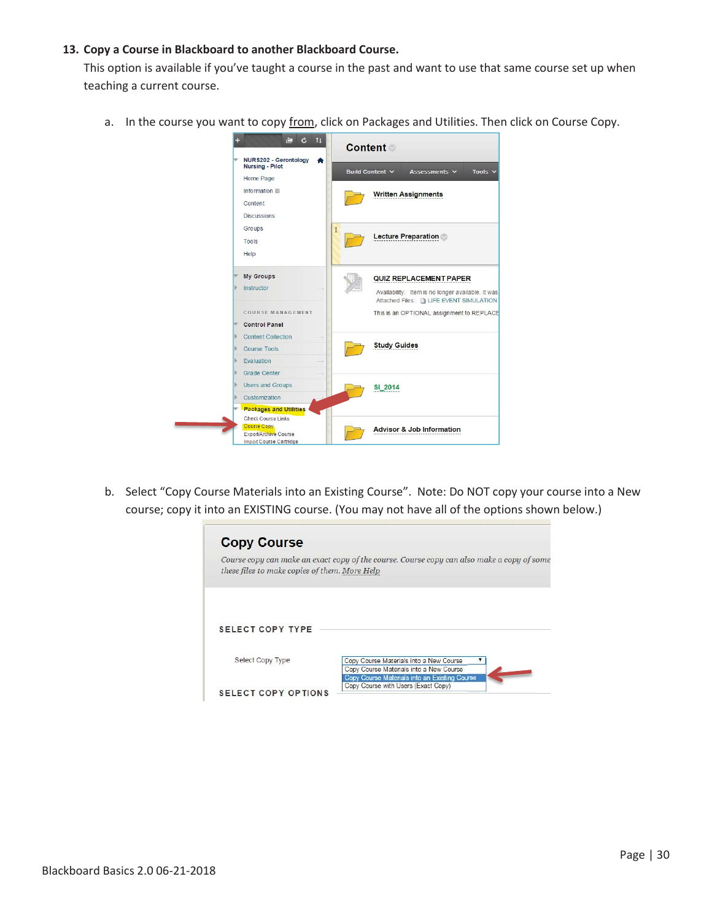**13. Copy a Course in Blackboard to another Blackboard Course.**

This option is available if you've taught a course in the past and want to use that same course set up when teaching a current course.

a. In the course you want to copy <u>from</u>, click on Packages and Utilities. Then click on Course Copy.

b. Select "Copy Course Materials into an Existing Course". Note: Do NOT copy your course into a New course; copy it into an EXISTING course. (You may not have all of the options shown below.)

Blackboard Basics 2.0 06-21-2018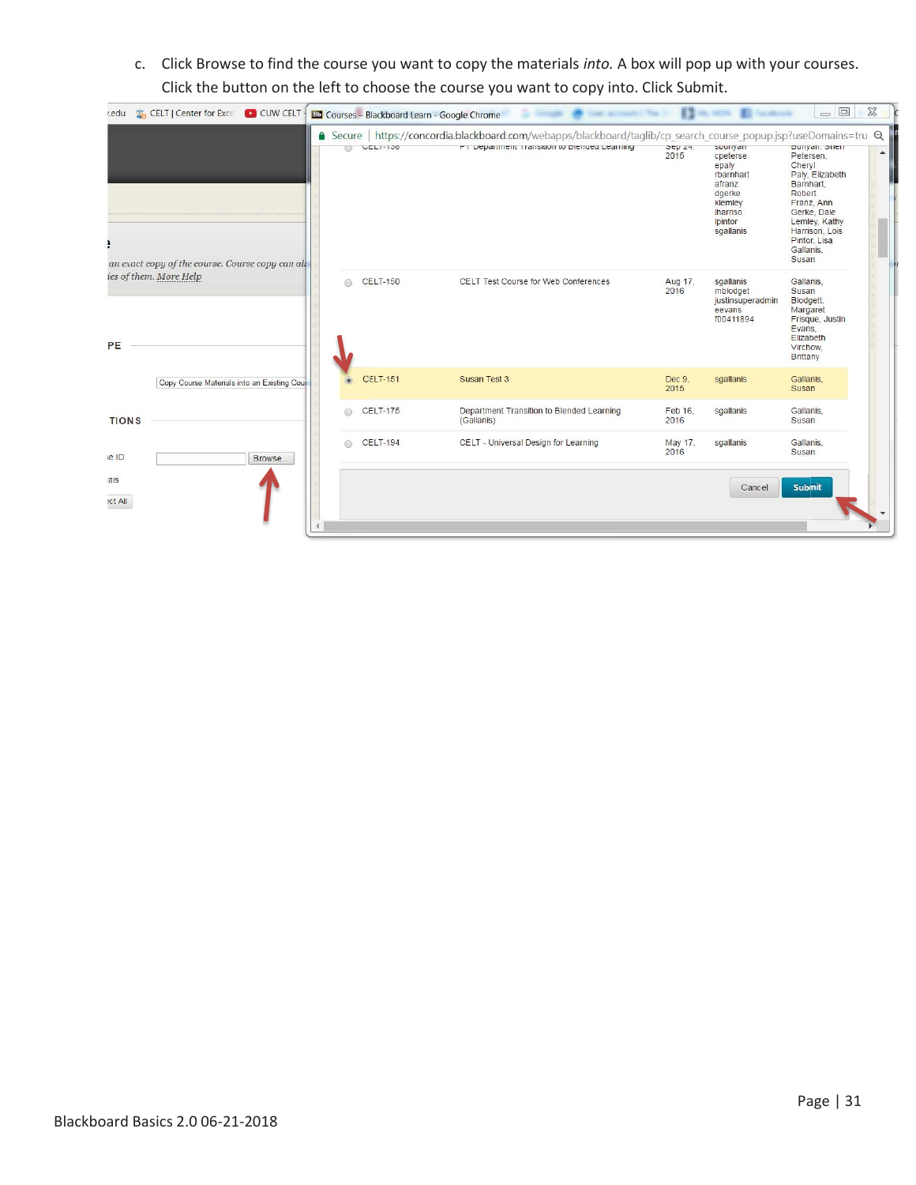c. Click Browse to find the course you want to copy the materials *into.* A box will pop up with your courses. Click the button on the left to choose the course you want to copy into. Click Submit.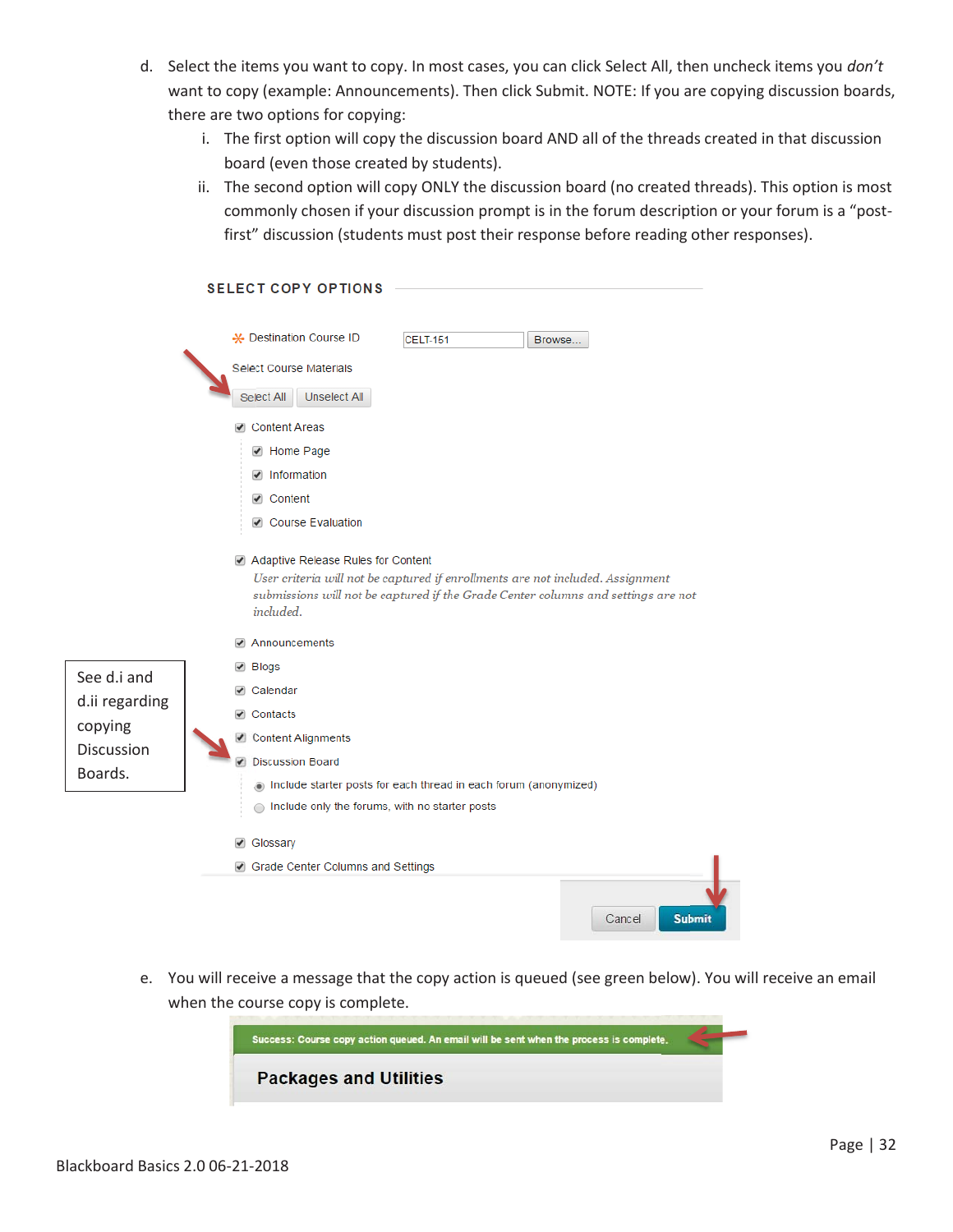d. Select the items you want to copy. In most cases, you can click Select All, then uncheck items you *don't* want to copy (example: Announcements). Then click Submit. NOTE: If you are copying discussion boards, there are two options for copying:

   i. The first option will copy the discussion board AND all of the threads created in that discussion board (even those created by students).

   ii. The second option will copy ONLY the discussion board (no created threads). This option is most commonly chosen if your discussion prompt is in the forum description or your forum is a "post-first" discussion (students must post their response before reading other responses).

**SELECT COPY OPTIONS**

\* Destination Course ID: CELT-151 [Browse...]

Select Course Materials

[Select All] [Unselect All]

- ☑ Content Areas
  - ☑ Home Page
  - ☑ Information
  - ☑ Content
  - ☑ Course Evaluation
- ☑ Adaptive Release Rules for Content
  *User criteria will not be captured if enrollments are not included. Assignment submissions will not be captured if the Grade Center columns and settings are not included.*
- ☑ Announcements
- ☑ Blogs
- ☑ Calendar
- ☑ Contacts
- ☑ Content Alignments
- ☑ Discussion Board
  - ◉ Include starter posts for each thread in each forum (anonymized)
  - ○ Include only the forums, with no starter posts
- ☑ Glossary
- ☑ Grade Center Columns and Settings

[Cancel] [Submit]

See d.i and d.ii regarding copying Discussion Boards.

e. You will receive a message that the copy action is queued (see green below). You will receive an email when the course copy is complete.

**Success: Course copy action queued. An email will be sent when the process is complete.**

**Packages and Utilities**

Blackboard Basics 2.0 06-21-2018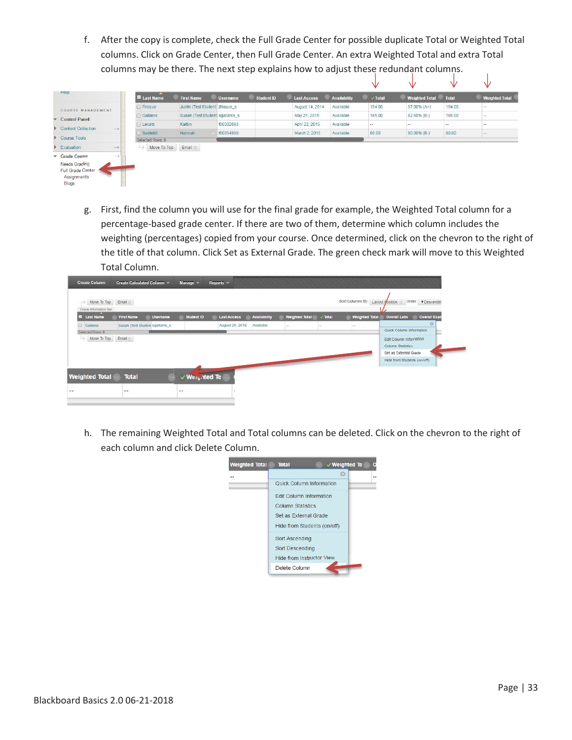f. After the copy is complete, check the Full Grade Center for possible duplicate Total or Weighted Total columns. Click on Grade Center, then Full Grade Center. An extra Weighted Total and extra Total columns may be there. The next step explains how to adjust these redundant columns.

g. First, find the column you will use for the final grade for example, the Weighted Total column for a percentage-based grade center. If there are two of them, determine which column includes the weighting (percentages) copied from your course. Once determined, click on the chevron to the right of the title of that column. Click Set as External Grade. The green check mark will move to this Weighted Total Column.

h. The remaining Weighted Total and Total columns can be deleted. Click on the chevron to the right of each column and click Delete Column.

Blackboard Basics 2.0 06-21-2018